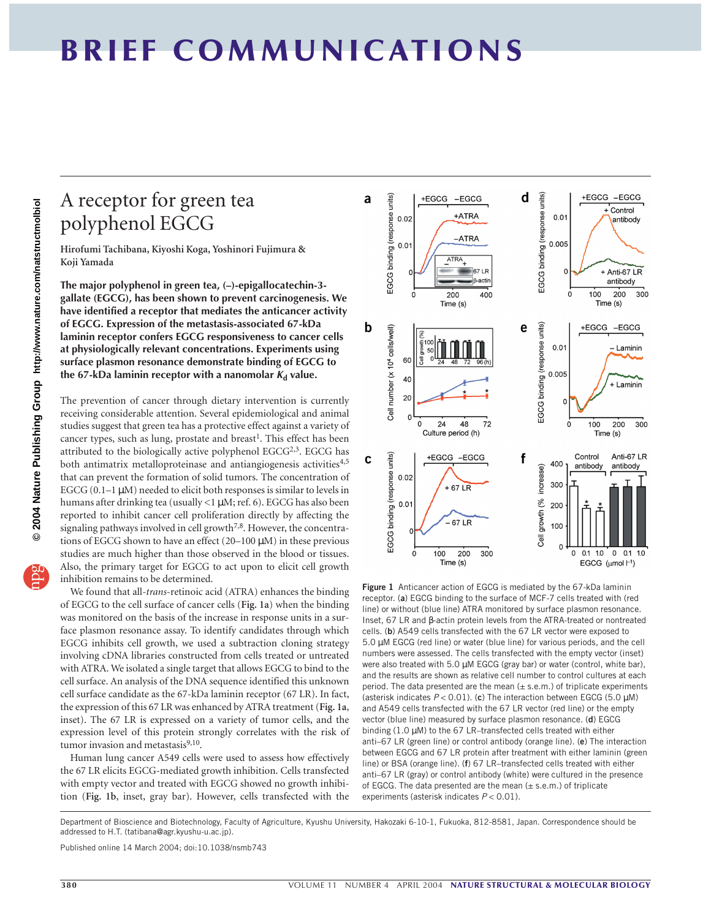# A receptor for green tea polyphenol EGCG

Hirofumi Tachibana, Kiyoshi Koga, Yoshinori Fujimura & Koji Yamada

**The major polyphenol in green tea, (–)-epigallocatechin-3-gallate (EGCG), has been shown to prevent carcinogenesis. We have identified a receptor that mediates the anticancer activity of EGCG. Expression of the metastasis-associated 67-kDa laminin receptor confers EGCG responsiveness to cancer cells at physiologically relevant concentrations. Experiments using surface plasmon resonance demonstrate binding of EGCG to the 67-kDa laminin receptor with a nanomolar $K_d$ value.**

The prevention of cancer through dietary intervention is currently receiving considerable attention. Several epidemiological and animal studies suggest that green tea has a protective effect against a variety of cancer types, such as lung, prostate and breast[1]. This effect has been attributed to the biologically active polyphenol EGCG[2,3]. EGCG has both antimatrix metalloproteinase and antiangiogenesis activities[4,5] that can prevent the formation of solid tumors. The concentration of EGCG (0.1–1 μM) needed to elicit both responses is similar to levels in humans after drinking tea (usually <1 μM; ref. 6). EGCG has also been reported to inhibit cancer cell proliferation directly by affecting the signaling pathways involved in cell growth[7,8]. However, the concentrations of EGCG shown to have an effect (20–100 μM) in these previous studies are much higher than those observed in the blood or tissues. Also, the primary target for EGCG to act upon to elicit cell growth inhibition remains to be determined.

We found that all-*trans*-retinoic acid (ATRA) enhances the binding of EGCG to the cell surface of cancer cells (**Fig. 1a**) when the binding was monitored on the basis of the increase in response units in a surface plasmon resonance assay. To identify candidates through which EGCG inhibits cell growth, we used a subtraction cloning strategy involving cDNA libraries constructed from cells treated or untreated with ATRA. We isolated a single target that allows EGCG to bind to the cell surface. An analysis of the DNA sequence identified this unknown cell surface candidate as the 67-kDa laminin receptor (67 LR). In fact, the expression of this 67 LR was enhanced by ATRA treatment (**Fig. 1a**, inset). The 67 LR is expressed on a variety of tumor cells, and the expression level of this protein strongly correlates with the risk of tumor invasion and metastasis[9,10].

Human lung cancer A549 cells were used to assess how effectively the 67 LR elicits EGCG-mediated growth inhibition. Cells transfected with empty vector and treated with EGCG showed no growth inhibition (**Fig. 1b**, inset, gray bar). However, cells transfected with the

**Figure 1** Anticancer action of EGCG is mediated by the 67-kDa laminin receptor. (**a**) EGCG binding to the surface of MCF-7 cells treated with (red line) or without (blue line) ATRA monitored by surface plasmon resonance. Inset, 67 LR and β-actin protein levels from the ATRA-treated or nontreated cells. (**b**) A549 cells transfected with the 67 LR vector were exposed to 5.0 μM EGCG (red line) or water (blue line) for various periods, and the cell numbers were assessed. The cells transfected with the empty vector (inset) were also treated with 5.0 μM EGCG (gray bar) or water (control, white bar), and the results are shown as relative cell number to control cultures at each period. The data presented are the mean (± s.e.m.) of triplicate experiments (asterisk indicates $P < 0.01$). (**c**) The interaction between EGCG (5.0 μM) and A549 cells transfected with the 67 LR vector (red line) or the empty vector (blue line) measured by surface plasmon resonance. (**d**) EGCG binding (1.0 μM) to the 67 LR–transfected cells treated with either anti–67 LR (green line) or control antibody (orange line). (**e**) The interaction between EGCG and 67 LR protein after treatment with either laminin (green line) or BSA (orange line). (**f**) 67 LR–transfected cells treated with either anti–67 LR (gray) or control antibody (white) were cultured in the presence of EGCG. The data presented are the mean (± s.e.m.) of triplicate experiments (asterisk indicates $P < 0.01$).

Department of Bioscience and Biotechnology, Faculty of Agriculture, Kyushu University, Hakozaki 6-10-1, Fukuoka, 812-8581, Japan. Correspondence should be addressed to H.T. (tatibana@agr.kyushu-u.ac.jp).

Published online 14 March 2004; doi:10.1038/nsmb743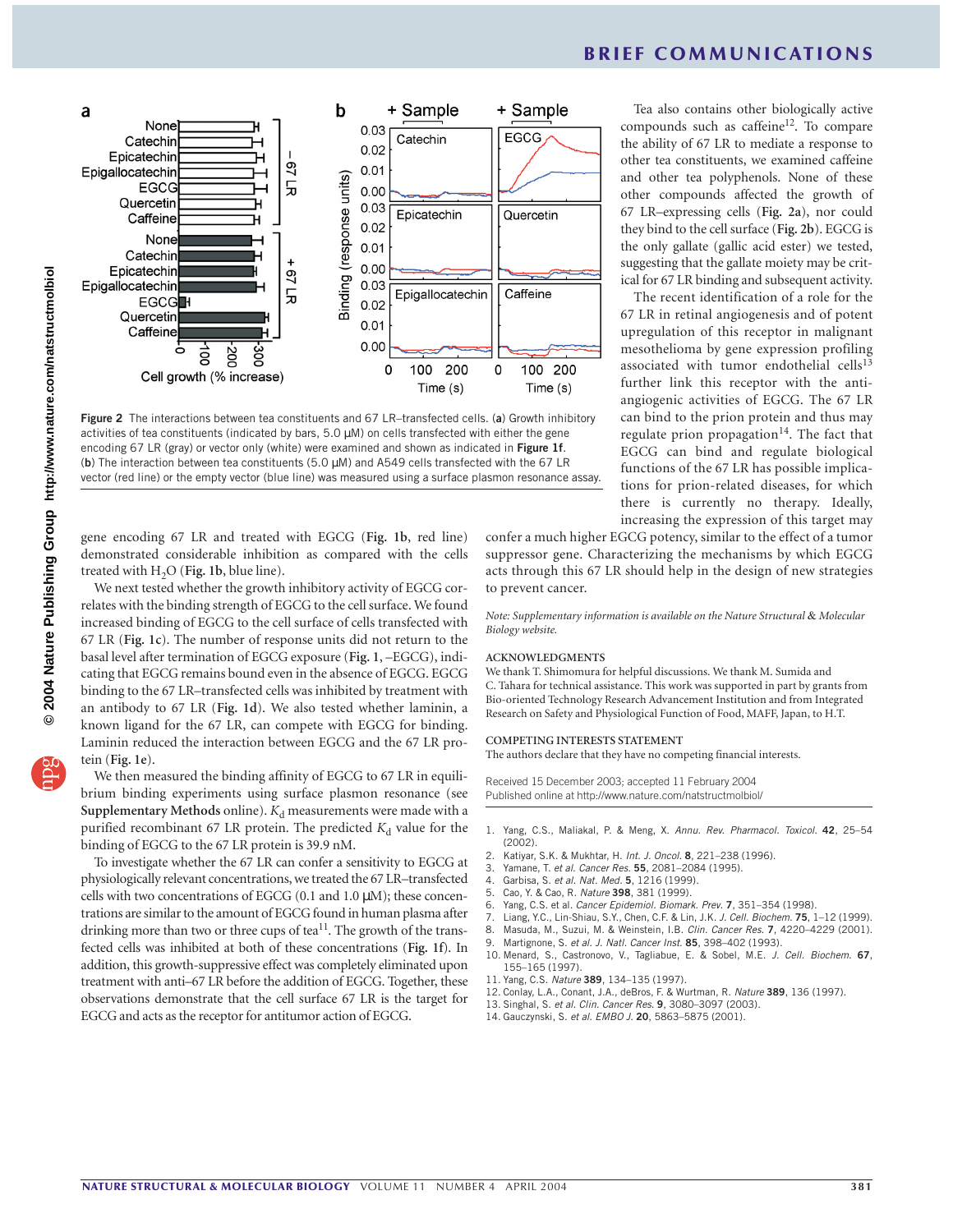a

None
Catechin
Epicatechin
Epigallocatechin
EGCG
Quercetin
Caffeine
None
Catechin
Epicatechin
Epigallocatechin
EGCG
Quercetin
Caffeine

– 67 LR

+ 67 LR

0 100 200 300

Cell growth (% increase)

b

+ Sample + Sample

Catechin
EGCG
Epicatechin
Quercetin
Epigallocatechin
Caffeine

Binding (response units)

0.03 0.02 0.01 0.00

0 100 200 0 100 200

Time (s) Time (s)

**Figure 2** The interactions between tea constituents and 67 LR–transfected cells. (**a**) Growth inhibitory activities of tea constituents (indicated by bars, 5.0 μM) on cells transfected with either the gene encoding 67 LR (gray) or vector only (white) were examined and shown as indicated in **Figure 1f**. (**b**) The interaction between tea constituents (5.0 μM) and A549 cells transfected with the 67 LR vector (red line) or the empty vector (blue line) was measured using a surface plasmon resonance assay.

gene encoding 67 LR and treated with EGCG (**Fig. 1b**, red line) demonstrated considerable inhibition as compared with the cells treated with $H_2O$ (**Fig. 1b**, blue line).

We next tested whether the growth inhibitory activity of EGCG correlates with the binding strength of EGCG to the cell surface. We found increased binding of EGCG to the cell surface of cells transfected with 67 LR (**Fig. 1c**). The number of response units did not return to the basal level after termination of EGCG exposure (**Fig. 1**, –EGCG), indicating that EGCG remains bound even in the absence of EGCG. EGCG binding to the 67 LR–transfected cells was inhibited by treatment with an antibody to 67 LR (**Fig. 1d**). We also tested whether laminin, a known ligand for the 67 LR, can compete with EGCG for binding. Laminin reduced the interaction between EGCG and the 67 LR protein (**Fig. 1e**).

We then measured the binding affinity of EGCG to 67 LR in equilibrium binding experiments using surface plasmon resonance (see **Supplementary Methods** online). $K_d$ measurements were made with a purified recombinant 67 LR protein. The predicted $K_d$ value for the binding of EGCG to the 67 LR protein is 39.9 nM.

To investigate whether the 67 LR can confer a sensitivity to EGCG at physiologically relevant concentrations, we treated the 67 LR–transfected cells with two concentrations of EGCG (0.1 and 1.0 μM); these concentrations are similar to the amount of EGCG found in human plasma after drinking more than two or three cups of tea[11]. The growth of the transfected cells was inhibited at both of these concentrations (**Fig. 1f**). In addition, this growth-suppressive effect was completely eliminated upon treatment with anti–67 LR before the addition of EGCG. Together, these observations demonstrate that the cell surface 67 LR is the target for EGCG and acts as the receptor for antitumor action of EGCG.

Tea also contains other biologically active compounds such as caffeine[12]. To compare the ability of 67 LR to mediate a response to other tea constituents, we examined caffeine and other tea polyphenols. None of these other compounds affected the growth of 67 LR–expressing cells (**Fig. 2a**), nor could they bind to the cell surface (**Fig. 2b**). EGCG is the only gallate (gallic acid ester) we tested, suggesting that the gallate moiety may be critical for 67 LR binding and subsequent activity.

The recent identification of a role for the 67 LR in retinal angiogenesis and of potent upregulation of this receptor in malignant mesothelioma by gene expression profiling associated with tumor endothelial cells[13] further link this receptor with the antiangiogenic activities of EGCG. The 67 LR can bind to the prion protein and thus may regulate prion propagation[14]. The fact that EGCG can bind and regulate biological functions of the 67 LR has possible implications for prion-related diseases, for which there is currently no therapy. Ideally, increasing the expression of this target may confer a much higher EGCG potency, similar to the effect of a tumor suppressor gene. Characterizing the mechanisms by which EGCG acts through this 67 LR should help in the design of new strategies to prevent cancer.

*Note: Supplementary information is available on the Nature Structural & Molecular Biology website.*

## ACKNOWLEDGMENTS

We thank T. Shimomura for helpful discussions. We thank M. Sumida and C. Tahara for technical assistance. This work was supported in part by grants from Bio-oriented Technology Research Advancement Institution and from Integrated Research on Safety and Physiological Function of Food, MAFF, Japan, to H.T.

## COMPETING INTERESTS STATEMENT

The authors declare that they have no competing financial interests.

Received 15 December 2003; accepted 11 February 2004
Published online at http://www.nature.com/natstructmolbiol/

1. Yang, C.S., Maliakal, P. & Meng, X. *Annu. Rev. Pharmacol. Toxicol.* **42**, 25–54 (2002).
2. Katiyar, S.K. & Mukhtar, H. *Int. J. Oncol.* **8**, 221–238 (1996).
3. Yamane, T. *et al. Cancer Res.* **55**, 2081–2084 (1995).
4. Garbisa, S. *et al. Nat. Med.* **5**, 1216 (1999).
5. Cao, Y. & Cao, R. *Nature* **398**, 381 (1999).
6. Yang, C.S. et al. *Cancer Epidemiol. Biomark. Prev.* **7**, 351–354 (1998).
7. Liang, Y.C., Lin-Shiau, S.Y., Chen, C.F. & Lin, J.K. *J. Cell. Biochem.* **75**, 1–12 (1999).
8. Masuda, M., Suzui, M. & Weinstein, I.B. *Clin. Cancer Res.* **7**, 4220–4229 (2001).
9. Martignone, S. *et al. J. Natl. Cancer Inst.* **85**, 398–402 (1993).
10. Menard, S., Castronovo, V., Tagliabue, E. & Sobel, M.E. *J. Cell. Biochem.* **67**, 155–165 (1997).
11. Yang, C.S. *Nature* **389**, 134–135 (1997).
12. Conlay, L.A., Conant, J.A., deBros, F. & Wurtman, R. *Nature* **389**, 136 (1997).
13. Singhal, S. *et al. Clin. Cancer Res.* **9**, 3080–3097 (2003).
14. Gauczynski, S. *et al. EMBO J.* **20**, 5863–5875 (2001).